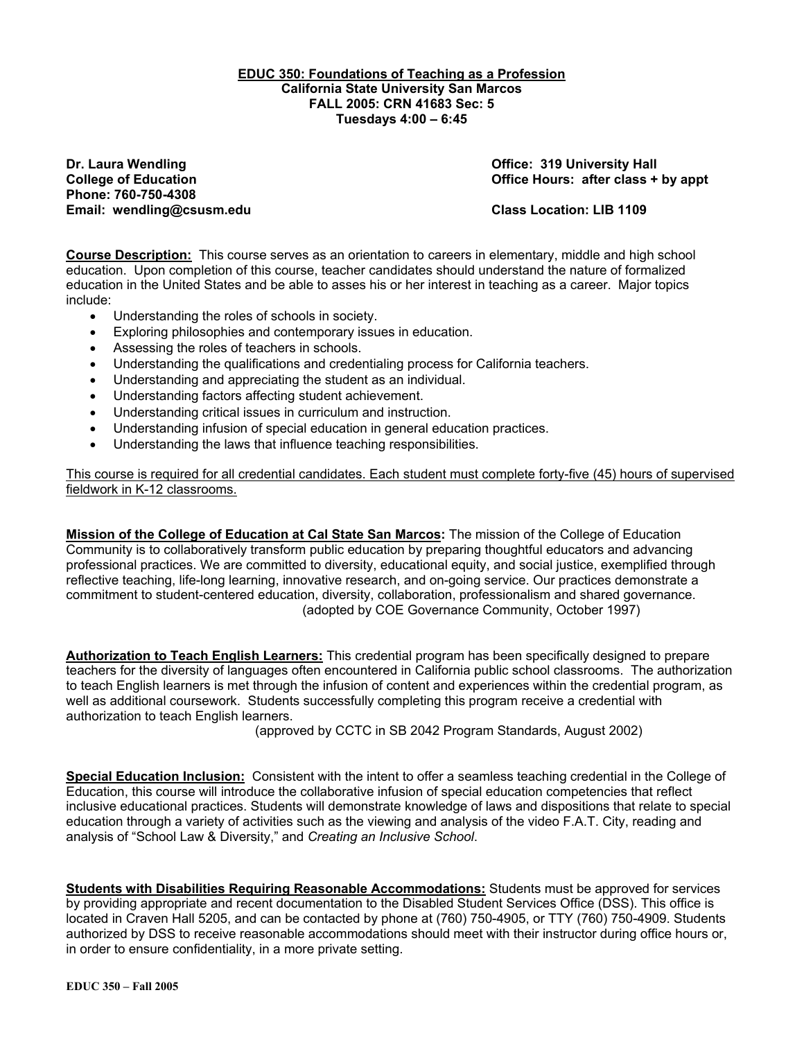**EDUC 350: Foundations of Teaching as a Profession**
**California State University San Marcos**
**FALL 2005: CRN 41683 Sec: 5**
**Tuesdays 4:00 – 6:45**

**Dr. Laura Wendling**
**College of Education**
**Phone: 760-750-4308**
**Email: wendling@csusm.edu**

**Office: 319 University Hall**
**Office Hours: after class + by appt**

**Class Location: LIB 1109**

**Course Description:** This course serves as an orientation to careers in elementary, middle and high school education. Upon completion of this course, teacher candidates should understand the nature of formalized education in the United States and be able to asses his or her interest in teaching as a career. Major topics include:

- Understanding the roles of schools in society.
- Exploring philosophies and contemporary issues in education.
- Assessing the roles of teachers in schools.
- Understanding the qualifications and credentialing process for California teachers.
- Understanding and appreciating the student as an individual.
- Understanding factors affecting student achievement.
- Understanding critical issues in curriculum and instruction.
- Understanding infusion of special education in general education practices.
- Understanding the laws that influence teaching responsibilities.

<u>This course is required for all credential candidates. Each student must complete forty-five (45) hours of supervised fieldwork in K-12 classrooms.</u>

**Mission of the College of Education at Cal State San Marcos:** The mission of the College of Education Community is to collaboratively transform public education by preparing thoughtful educators and advancing professional practices. We are committed to diversity, educational equity, and social justice, exemplified through reflective teaching, life-long learning, innovative research, and on-going service. Our practices demonstrate a commitment to student-centered education, diversity, collaboration, professionalism and shared governance.
(adopted by COE Governance Community, October 1997)

**Authorization to Teach English Learners:** This credential program has been specifically designed to prepare teachers for the diversity of languages often encountered in California public school classrooms. The authorization to teach English learners is met through the infusion of content and experiences within the credential program, as well as additional coursework. Students successfully completing this program receive a credential with authorization to teach English learners.
(approved by CCTC in SB 2042 Program Standards, August 2002)

**Special Education Inclusion:** Consistent with the intent to offer a seamless teaching credential in the College of Education, this course will introduce the collaborative infusion of special education competencies that reflect inclusive educational practices. Students will demonstrate knowledge of laws and dispositions that relate to special education through a variety of activities such as the viewing and analysis of the video F.A.T. City, reading and analysis of "School Law & Diversity," and *Creating an Inclusive School*.

**Students with Disabilities Requiring Reasonable Accommodations:** Students must be approved for services by providing appropriate and recent documentation to the Disabled Student Services Office (DSS). This office is located in Craven Hall 5205, and can be contacted by phone at (760) 750-4905, or TTY (760) 750-4909. Students authorized by DSS to receive reasonable accommodations should meet with their instructor during office hours or, in order to ensure confidentiality, in a more private setting.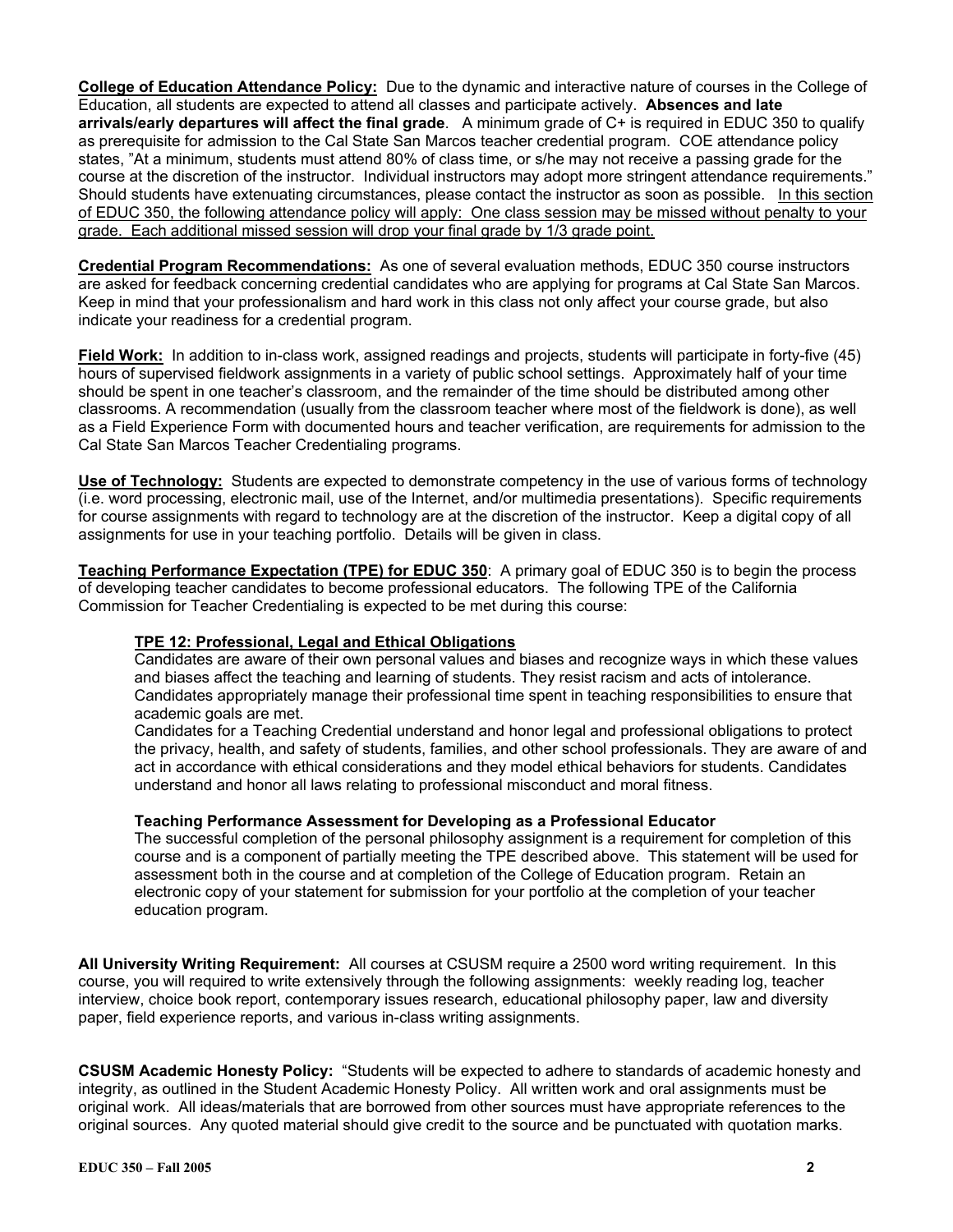**College of Education Attendance Policy:** Due to the dynamic and interactive nature of courses in the College of Education, all students are expected to attend all classes and participate actively. **Absences and late arrivals/early departures will affect the final grade**. A minimum grade of C+ is required in EDUC 350 to qualify as prerequisite for admission to the Cal State San Marcos teacher credential program. COE attendance policy states, "At a minimum, students must attend 80% of class time, or s/he may not receive a passing grade for the course at the discretion of the instructor. Individual instructors may adopt more stringent attendance requirements." Should students have extenuating circumstances, please contact the instructor as soon as possible. In this section of EDUC 350, the following attendance policy will apply: One class session may be missed without penalty to your grade. Each additional missed session will drop your final grade by 1/3 grade point.

**Credential Program Recommendations:** As one of several evaluation methods, EDUC 350 course instructors are asked for feedback concerning credential candidates who are applying for programs at Cal State San Marcos. Keep in mind that your professionalism and hard work in this class not only affect your course grade, but also indicate your readiness for a credential program.

**Field Work:** In addition to in-class work, assigned readings and projects, students will participate in forty-five (45) hours of supervised fieldwork assignments in a variety of public school settings. Approximately half of your time should be spent in one teacher's classroom, and the remainder of the time should be distributed among other classrooms. A recommendation (usually from the classroom teacher where most of the fieldwork is done), as well as a Field Experience Form with documented hours and teacher verification, are requirements for admission to the Cal State San Marcos Teacher Credentialing programs.

**Use of Technology:** Students are expected to demonstrate competency in the use of various forms of technology (i.e. word processing, electronic mail, use of the Internet, and/or multimedia presentations). Specific requirements for course assignments with regard to technology are at the discretion of the instructor. Keep a digital copy of all assignments for use in your teaching portfolio. Details will be given in class.

**Teaching Performance Expectation (TPE) for EDUC 350**: A primary goal of EDUC 350 is to begin the process of developing teacher candidates to become professional educators. The following TPE of the California Commission for Teacher Credentialing is expected to be met during this course:

> **TPE 12: Professional, Legal and Ethical Obligations**
>
> Candidates are aware of their own personal values and biases and recognize ways in which these values and biases affect the teaching and learning of students. They resist racism and acts of intolerance. Candidates appropriately manage their professional time spent in teaching responsibilities to ensure that academic goals are met.
>
> Candidates for a Teaching Credential understand and honor legal and professional obligations to protect the privacy, health, and safety of students, families, and other school professionals. They are aware of and act in accordance with ethical considerations and they model ethical behaviors for students. Candidates understand and honor all laws relating to professional misconduct and moral fitness.
>
> **Teaching Performance Assessment for Developing as a Professional Educator**
>
> The successful completion of the personal philosophy assignment is a requirement for completion of this course and is a component of partially meeting the TPE described above. This statement will be used for assessment both in the course and at completion of the College of Education program. Retain an electronic copy of your statement for submission for your portfolio at the completion of your teacher education program.

**All University Writing Requirement:** All courses at CSUSM require a 2500 word writing requirement. In this course, you will required to write extensively through the following assignments: weekly reading log, teacher interview, choice book report, contemporary issues research, educational philosophy paper, law and diversity paper, field experience reports, and various in-class writing assignments.

**CSUSM Academic Honesty Policy:** "Students will be expected to adhere to standards of academic honesty and integrity, as outlined in the Student Academic Honesty Policy. All written work and oral assignments must be original work. All ideas/materials that are borrowed from other sources must have appropriate references to the original sources. Any quoted material should give credit to the source and be punctuated with quotation marks.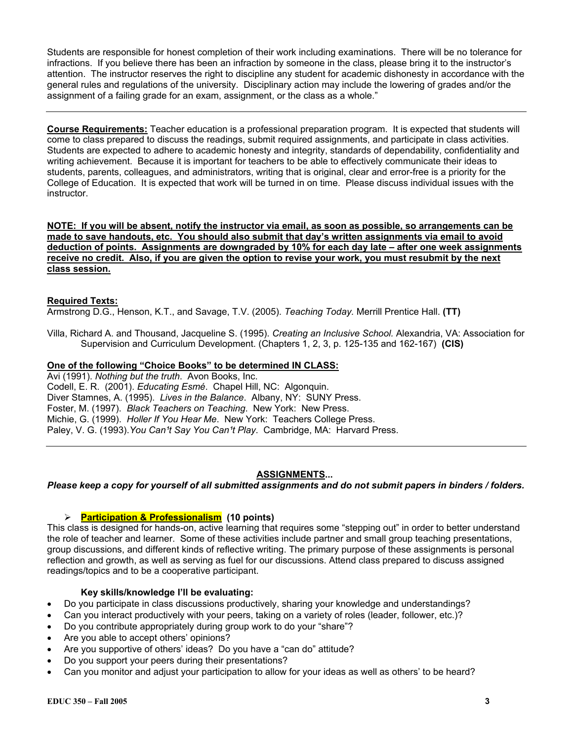Students are responsible for honest completion of their work including examinations. There will be no tolerance for infractions. If you believe there has been an infraction by someone in the class, please bring it to the instructor's attention. The instructor reserves the right to discipline any student for academic dishonesty in accordance with the general rules and regulations of the university. Disciplinary action may include the lowering of grades and/or the assignment of a failing grade for an exam, assignment, or the class as a whole."

---

**Course Requirements:** Teacher education is a professional preparation program. It is expected that students will come to class prepared to discuss the readings, submit required assignments, and participate in class activities. Students are expected to adhere to academic honesty and integrity, standards of dependability, confidentiality and writing achievement. Because it is important for teachers to be able to effectively communicate their ideas to students, parents, colleagues, and administrators, writing that is original, clear and error-free is a priority for the College of Education. It is expected that work will be turned in on time. Please discuss individual issues with the instructor.

**NOTE: If you will be absent, notify the instructor via email, as soon as possible, so arrangements can be made to save handouts, etc. You should also submit that day's written assignments via email to avoid deduction of points. Assignments are downgraded by 10% for each day late – after one week assignments receive no credit. Also, if you are given the option to revise your work, you must resubmit by the next class session.**

**Required Texts:**

Armstrong D.G., Henson, K.T., and Savage, T.V. (2005). *Teaching Today.* Merrill Prentice Hall. **(TT)**

Villa, Richard A. and Thousand, Jacqueline S. (1995). *Creating an Inclusive School.* Alexandria, VA: Association for Supervision and Curriculum Development. (Chapters 1, 2, 3, p. 125-135 and 162-167) **(CIS)**

**One of the following "Choice Books" to be determined IN CLASS:**

Avi (1991). *Nothing but the truth*. Avon Books, Inc.
Codell, E. R. (2001). *Educating Esmé*. Chapel Hill, NC: Algonquin.
Diver Stamnes, A. (1995). *Lives in the Balance.* Albany, NY: SUNY Press.
Foster, M. (1997). *Black Teachers on Teaching*. New York: New Press.
Michie, G. (1999). *Holler If You Hear Me*. New York: Teachers College Press.
Paley, V. G. (1993). *You Can¹t Say You Can¹t Play*. Cambridge, MA: Harvard Press.

---

## ASSIGNMENTS...

***Please keep a copy for yourself of all submitted assignments and do not submit papers in binders / folders.***

- **Participation & Professionalism (10 points)**

This class is designed for hands-on, active learning that requires some "stepping out" in order to better understand the role of teacher and learner. Some of these activities include partner and small group teaching presentations, group discussions, and different kinds of reflective writing. The primary purpose of these assignments is personal reflection and growth, as well as serving as fuel for our discussions. Attend class prepared to discuss assigned readings/topics and to be a cooperative participant.

**Key skills/knowledge I'll be evaluating:**

- Do you participate in class discussions productively, sharing your knowledge and understandings?
- Can you interact productively with your peers, taking on a variety of roles (leader, follower, etc.)?
- Do you contribute appropriately during group work to do your "share"?
- Are you able to accept others' opinions?
- Are you supportive of others' ideas? Do you have a "can do" attitude?
- Do you support your peers during their presentations?
- Can you monitor and adjust your participation to allow for your ideas as well as others' to be heard?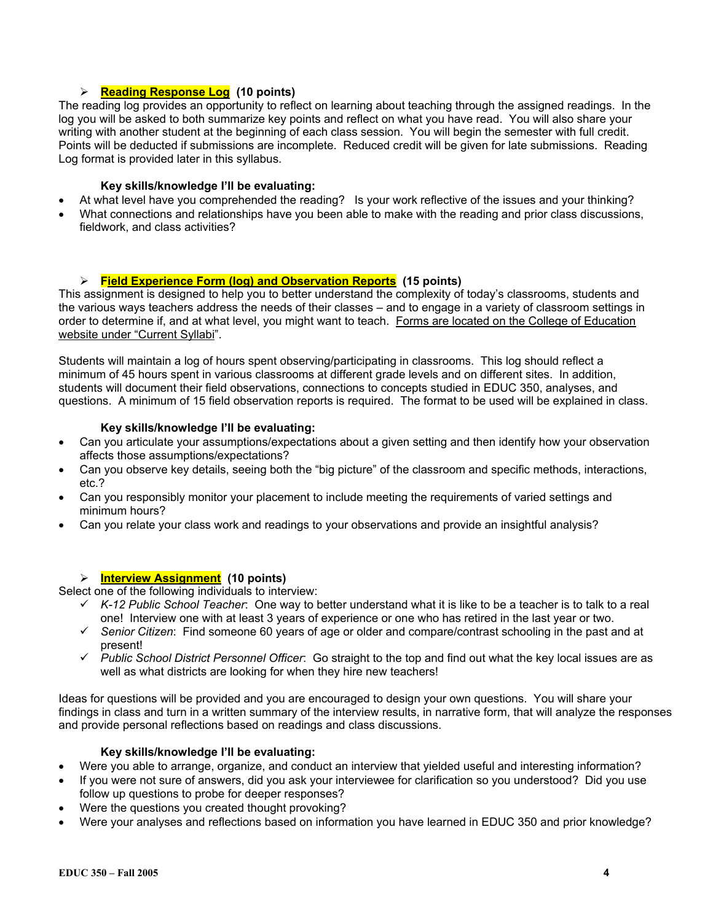## **Reading Response Log** (10 points)

The reading log provides an opportunity to reflect on learning about teaching through the assigned readings. In the log you will be asked to both summarize key points and reflect on what you have read. You will also share your writing with another student at the beginning of each class session. You will begin the semester with full credit. Points will be deducted if submissions are incomplete. Reduced credit will be given for late submissions. Reading Log format is provided later in this syllabus.

**Key skills/knowledge I'll be evaluating:**

- At what level have you comprehended the reading? Is your work reflective of the issues and your thinking?
- What connections and relationships have you been able to make with the reading and prior class discussions, fieldwork, and class activities?

## **Field Experience Form (log) and Observation Reports** (15 points)

This assignment is designed to help you to better understand the complexity of today's classrooms, students and the various ways teachers address the needs of their classes – and to engage in a variety of classroom settings in order to determine if, and at what level, you might want to teach. Forms are located on the College of Education website under "Current Syllabi".

Students will maintain a log of hours spent observing/participating in classrooms. This log should reflect a minimum of 45 hours spent in various classrooms at different grade levels and on different sites. In addition, students will document their field observations, connections to concepts studied in EDUC 350, analyses, and questions. A minimum of 15 field observation reports is required. The format to be used will be explained in class.

**Key skills/knowledge I'll be evaluating:**

- Can you articulate your assumptions/expectations about a given setting and then identify how your observation affects those assumptions/expectations?
- Can you observe key details, seeing both the "big picture" of the classroom and specific methods, interactions, etc.?
- Can you responsibly monitor your placement to include meeting the requirements of varied settings and minimum hours?
- Can you relate your class work and readings to your observations and provide an insightful analysis?

## **Interview Assignment** (10 points)

Select one of the following individuals to interview:

- ✓ *K-12 Public School Teacher*: One way to better understand what it is like to be a teacher is to talk to a real one! Interview one with at least 3 years of experience or one who has retired in the last year or two.
- ✓ *Senior Citizen*: Find someone 60 years of age or older and compare/contrast schooling in the past and at present!
- ✓ *Public School District Personnel Officer*: Go straight to the top and find out what the key local issues are as well as what districts are looking for when they hire new teachers!

Ideas for questions will be provided and you are encouraged to design your own questions. You will share your findings in class and turn in a written summary of the interview results, in narrative form, that will analyze the responses and provide personal reflections based on readings and class discussions.

**Key skills/knowledge I'll be evaluating:**

- Were you able to arrange, organize, and conduct an interview that yielded useful and interesting information?
- If you were not sure of answers, did you ask your interviewee for clarification so you understood? Did you use follow up questions to probe for deeper responses?
- Were the questions you created thought provoking?
- Were your analyses and reflections based on information you have learned in EDUC 350 and prior knowledge?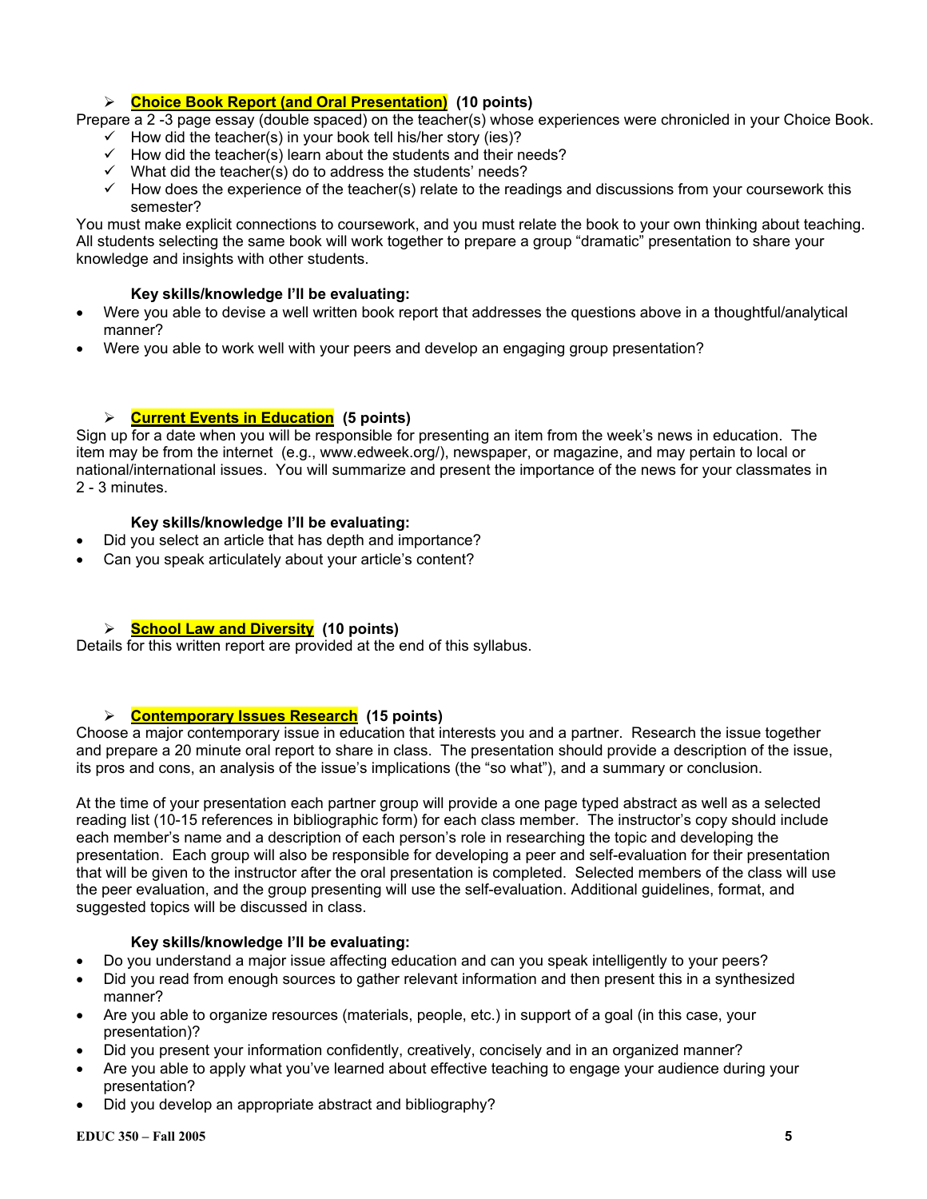- **Choice Book Report (and Oral Presentation) (10 points)**

Prepare a 2 -3 page essay (double spaced) on the teacher(s) whose experiences were chronicled in your Choice Book.

- ✓ How did the teacher(s) in your book tell his/her story (ies)?
- ✓ How did the teacher(s) learn about the students and their needs?
- ✓ What did the teacher(s) do to address the students' needs?
- ✓ How does the experience of the teacher(s) relate to the readings and discussions from your coursework this semester?

You must make explicit connections to coursework, and you must relate the book to your own thinking about teaching. All students selecting the same book will work together to prepare a group "dramatic" presentation to share your knowledge and insights with other students.

**Key skills/knowledge I'll be evaluating:**

- Were you able to devise a well written book report that addresses the questions above in a thoughtful/analytical manner?
- Were you able to work well with your peers and develop an engaging group presentation?

- **Current Events in Education (5 points)**

Sign up for a date when you will be responsible for presenting an item from the week's news in education. The item may be from the internet (e.g., www.edweek.org/), newspaper, or magazine, and may pertain to local or national/international issues. You will summarize and present the importance of the news for your classmates in 2 - 3 minutes.

**Key skills/knowledge I'll be evaluating:**

- Did you select an article that has depth and importance?
- Can you speak articulately about your article's content?

- **School Law and Diversity (10 points)**

Details for this written report are provided at the end of this syllabus.

- **Contemporary Issues Research (15 points)**

Choose a major contemporary issue in education that interests you and a partner. Research the issue together and prepare a 20 minute oral report to share in class. The presentation should provide a description of the issue, its pros and cons, an analysis of the issue's implications (the "so what"), and a summary or conclusion.

At the time of your presentation each partner group will provide a one page typed abstract as well as a selected reading list (10-15 references in bibliographic form) for each class member. The instructor's copy should include each member's name and a description of each person's role in researching the topic and developing the presentation. Each group will also be responsible for developing a peer and self-evaluation for their presentation that will be given to the instructor after the oral presentation is completed. Selected members of the class will use the peer evaluation, and the group presenting will use the self-evaluation. Additional guidelines, format, and suggested topics will be discussed in class.

**Key skills/knowledge I'll be evaluating:**

- Do you understand a major issue affecting education and can you speak intelligently to your peers?
- Did you read from enough sources to gather relevant information and then present this in a synthesized manner?
- Are you able to organize resources (materials, people, etc.) in support of a goal (in this case, your presentation)?
- Did you present your information confidently, creatively, concisely and in an organized manner?
- Are you able to apply what you've learned about effective teaching to engage your audience during your presentation?
- Did you develop an appropriate abstract and bibliography?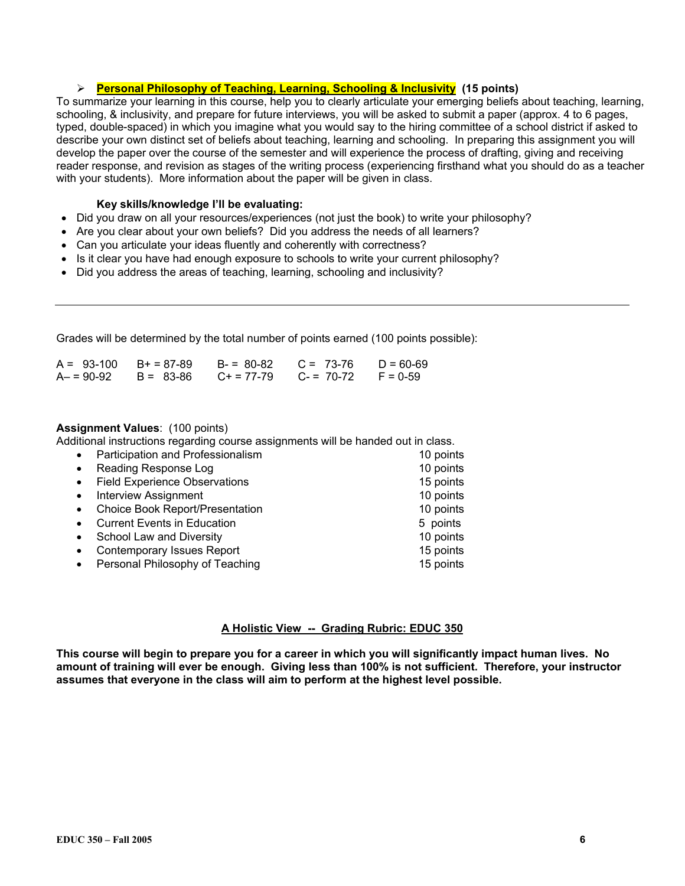- **Personal Philosophy of Teaching, Learning, Schooling & Inclusivity (15 points)**

To summarize your learning in this course, help you to clearly articulate your emerging beliefs about teaching, learning, schooling, & inclusivity, and prepare for future interviews, you will be asked to submit a paper (approx. 4 to 6 pages, typed, double-spaced) in which you imagine what you would say to the hiring committee of a school district if asked to describe your own distinct set of beliefs about teaching, learning and schooling. In preparing this assignment you will develop the paper over the course of the semester and will experience the process of drafting, giving and receiving reader response, and revision as stages of the writing process (experiencing firsthand what you should do as a teacher with your students). More information about the paper will be given in class.

**Key skills/knowledge I'll be evaluating:**

- Did you draw on all your resources/experiences (not just the book) to write your philosophy?
- Are you clear about your own beliefs? Did you address the needs of all learners?
- Can you articulate your ideas fluently and coherently with correctness?
- Is it clear you have had enough exposure to schools to write your current philosophy?
- Did you address the areas of teaching, learning, schooling and inclusivity?

---

Grades will be determined by the total number of points earned (100 points possible):

| | | | | |
|---|---|---|---|---|
| A = 93-100 | B+ = 87-89 | B- = 80-82 | C = 73-76 | D = 60-69 |
| A– = 90-92 | B = 83-86 | C+ = 77-79 | C- = 70-72 | F = 0-59 |

**Assignment Values**: (100 points)

Additional instructions regarding course assignments will be handed out in class.

- Participation and Professionalism — 10 points
- Reading Response Log — 10 points
- Field Experience Observations — 15 points
- Interview Assignment — 10 points
- Choice Book Report/Presentation — 10 points
- Current Events in Education — 5 points
- School Law and Diversity — 10 points
- Contemporary Issues Report — 15 points
- Personal Philosophy of Teaching — 15 points

## A Holistic View -- Grading Rubric: EDUC 350

**This course will begin to prepare you for a career in which you will significantly impact human lives. No amount of training will ever be enough. Giving less than 100% is not sufficient. Therefore, your instructor assumes that everyone in the class will aim to perform at the highest level possible.**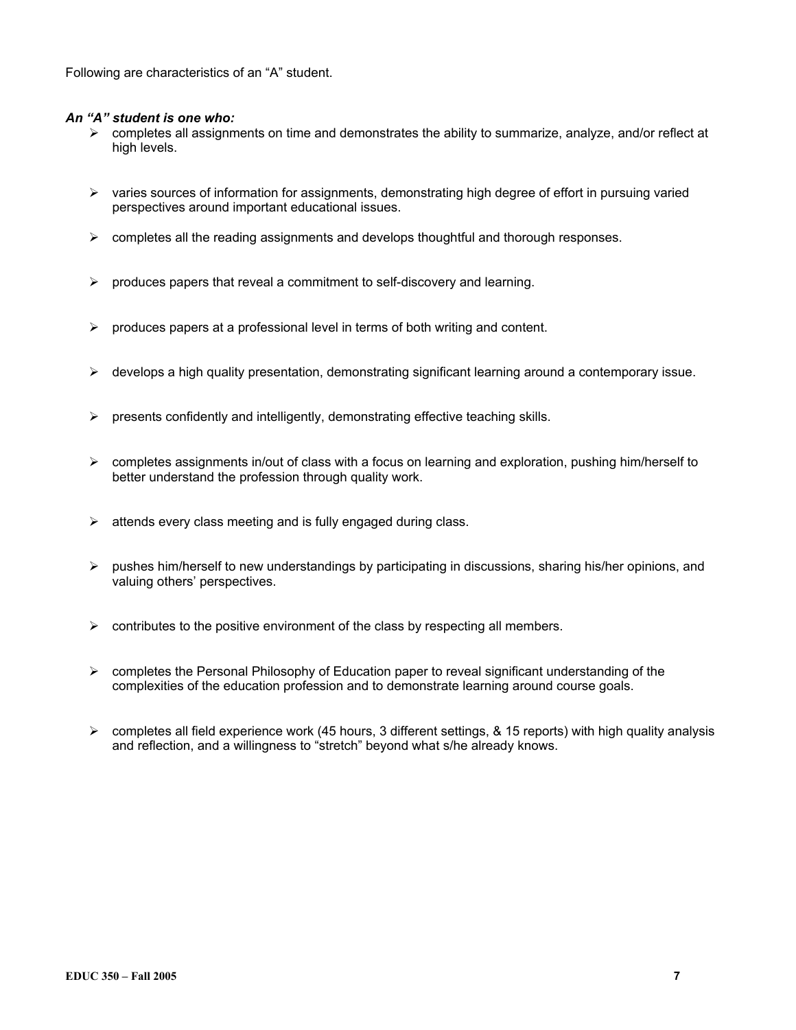Following are characteristics of an "A" student.

***An "A" student is one who:***

- completes all assignments on time and demonstrates the ability to summarize, analyze, and/or reflect at high levels.
- varies sources of information for assignments, demonstrating high degree of effort in pursuing varied perspectives around important educational issues.
- completes all the reading assignments and develops thoughtful and thorough responses.
- produces papers that reveal a commitment to self-discovery and learning.
- produces papers at a professional level in terms of both writing and content.
- develops a high quality presentation, demonstrating significant learning around a contemporary issue.
- presents confidently and intelligently, demonstrating effective teaching skills.
- completes assignments in/out of class with a focus on learning and exploration, pushing him/herself to better understand the profession through quality work.
- attends every class meeting and is fully engaged during class.
- pushes him/herself to new understandings by participating in discussions, sharing his/her opinions, and valuing others' perspectives.
- contributes to the positive environment of the class by respecting all members.
- completes the Personal Philosophy of Education paper to reveal significant understanding of the complexities of the education profession and to demonstrate learning around course goals.
- completes all field experience work (45 hours, 3 different settings, & 15 reports) with high quality analysis and reflection, and a willingness to "stretch" beyond what s/he already knows.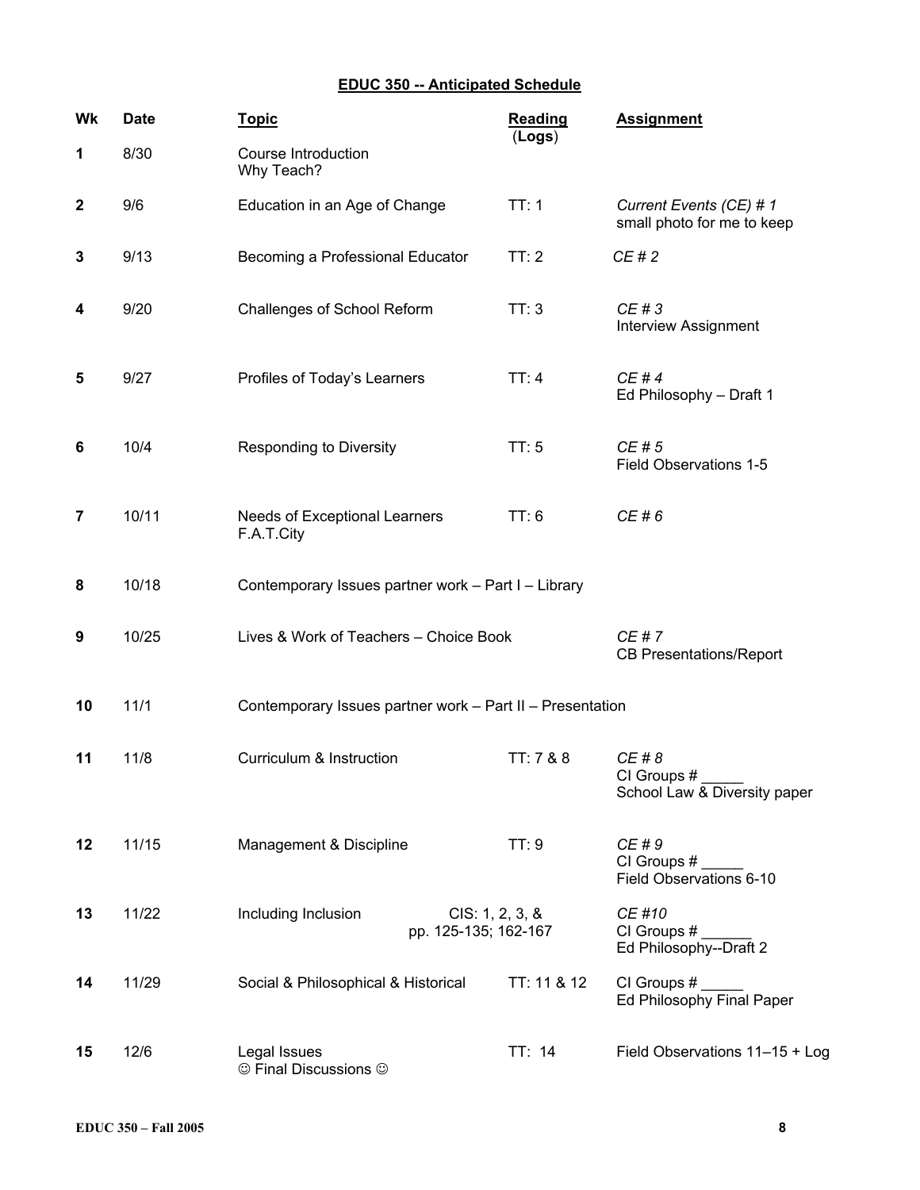# EDUC 350 -- Anticipated Schedule

| Wk | Date | Topic | Reading (Logs) | Assignment |
|---|---|---|---|---|
| 1 | 8/30 | Course Introduction<br>Why Teach? | | |
| 2 | 9/6 | Education in an Age of Change | TT: 1 | *Current Events (CE) # 1*<br>small photo for me to keep |
| 3 | 9/13 | Becoming a Professional Educator | TT: 2 | *CE # 2* |
| 4 | 9/20 | Challenges of School Reform | TT: 3 | *CE # 3*<br>Interview Assignment |
| 5 | 9/27 | Profiles of Today's Learners | TT: 4 | *CE # 4*<br>Ed Philosophy – Draft 1 |
| 6 | 10/4 | Responding to Diversity | TT: 5 | *CE # 5*<br>Field Observations 1-5 |
| 7 | 10/11 | Needs of Exceptional Learners<br>F.A.T.City | TT: 6 | *CE # 6* |
| 8 | 10/18 | Contemporary Issues partner work – Part I – Library | | |
| 9 | 10/25 | Lives & Work of Teachers – Choice Book | | *CE # 7*<br>CB Presentations/Report |
| 10 | 11/1 | Contemporary Issues partner work – Part II – Presentation | | |
| 11 | 11/8 | Curriculum & Instruction | TT: 7 & 8 | *CE # 8*<br>CI Groups # _____<br>School Law & Diversity paper |
| 12 | 11/15 | Management & Discipline | TT: 9 | *CE # 9*<br>CI Groups # _____<br>Field Observations 6-10 |
| 13 | 11/22 | Including Inclusion | CIS: 1, 2, 3, &<br>pp. 125-135; 162-167 | *CE #10*<br>CI Groups # ______<br>Ed Philosophy--Draft 2 |
| 14 | 11/29 | Social & Philosophical & Historical | TT: 11 & 12 | CI Groups # _____<br>Ed Philosophy Final Paper |
| 15 | 12/6 | Legal Issues<br>☺ Final Discussions ☺ | TT: 14 | Field Observations 11–15 + Log |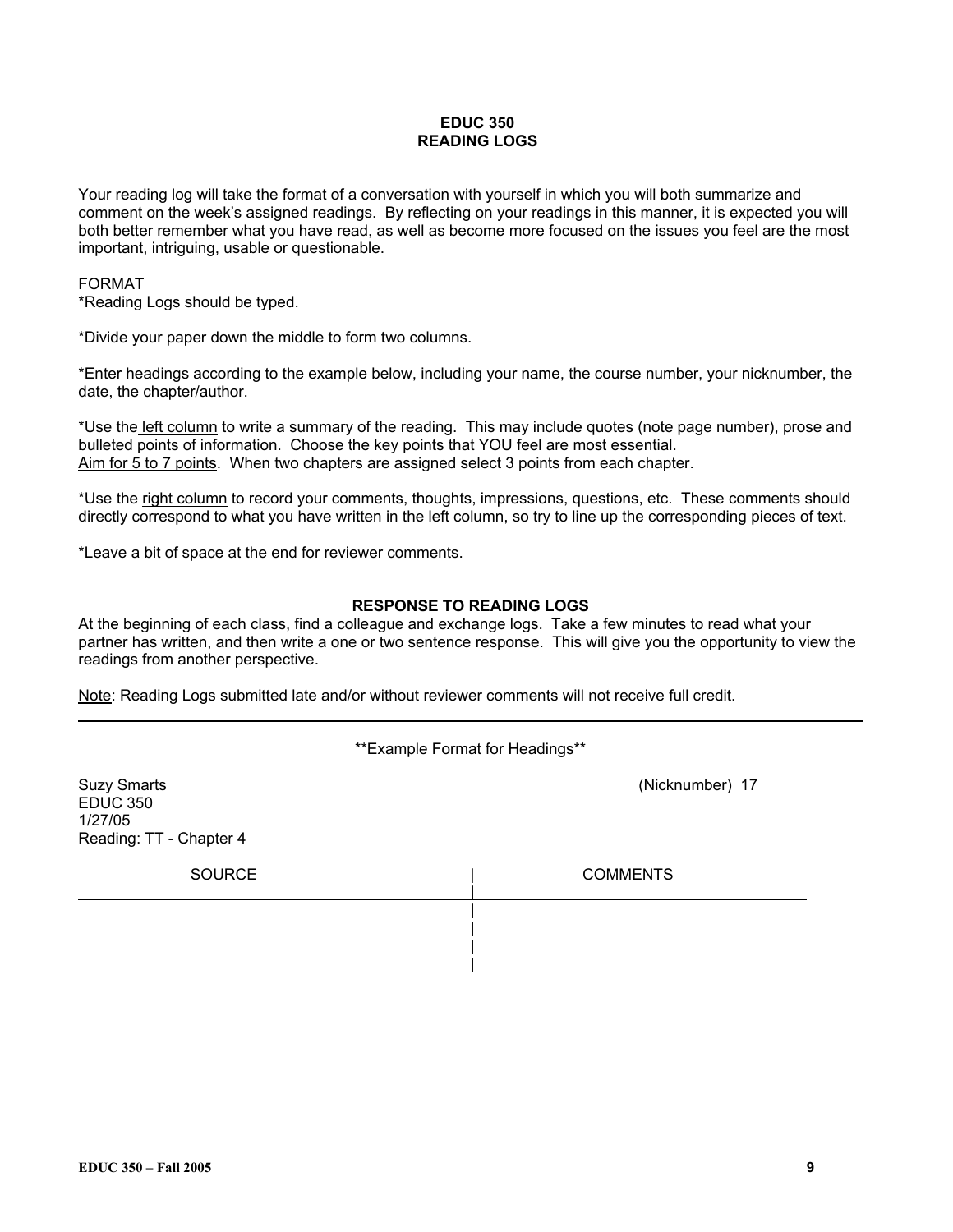## EDUC 350
## READING LOGS

Your reading log will take the format of a conversation with yourself in which you will both summarize and comment on the week's assigned readings. By reflecting on your readings in this manner, it is expected you will both better remember what you have read, as well as become more focused on the issues you feel are the most important, intriguing, usable or questionable.

<u>FORMAT</u>

*Reading Logs should be typed.

*Divide your paper down the middle to form two columns.

*Enter headings according to the example below, including your name, the course number, your nicknumber, the date, the chapter/author.

*Use the <u>left column</u> to write a summary of the reading. This may include quotes (note page number), prose and bulleted points of information. Choose the key points that YOU feel are most essential. <u>Aim for 5 to 7 points</u>. When two chapters are assigned select 3 points from each chapter.

*Use the <u>right column</u> to record your comments, thoughts, impressions, questions, etc. These comments should directly correspond to what you have written in the left column, so try to line up the corresponding pieces of text.

*Leave a bit of space at the end for reviewer comments.

### RESPONSE TO READING LOGS

At the beginning of each class, find a colleague and exchange logs. Take a few minutes to read what your partner has written, and then write a one or two sentence response. This will give you the opportunity to view the readings from another perspective.

<u>Note</u>: Reading Logs submitted late and/or without reviewer comments will not receive full credit.

---

**Example Format for Headings**

Suzy Smarts (Nicknumber) 17
EDUC 350
1/27/05
Reading: TT - Chapter 4

| SOURCE | COMMENTS |
|---|---|
| | |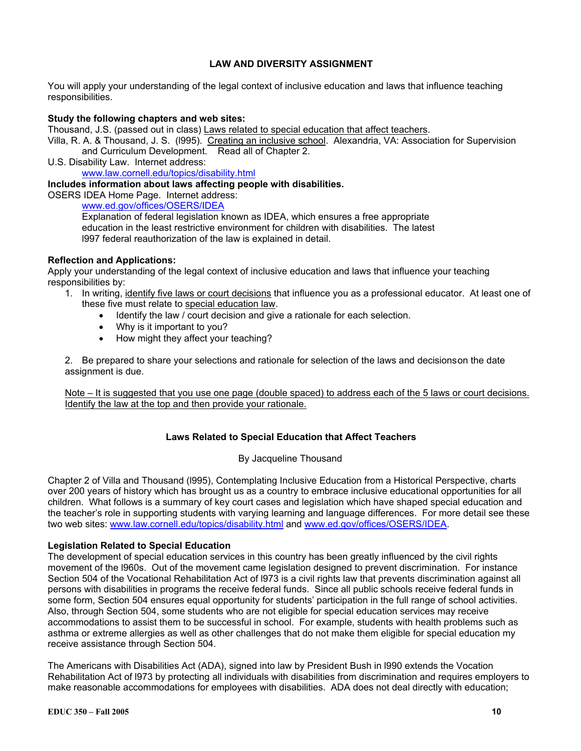## LAW AND DIVERSITY ASSIGNMENT

You will apply your understanding of the legal context of inclusive education and laws that influence teaching responsibilities.

**Study the following chapters and web sites:**

Thousand, J.S. (passed out in class) <u>Laws related to special education that affect teachers</u>.

Villa, R. A. & Thousand, J. S. (l995). <u>Creating an inclusive school</u>. Alexandria, VA: Association for Supervision and Curriculum Development. Read all of Chapter 2.

U.S. Disability Law. Internet address:
www.law.cornell.edu/topics/disability.html

**Includes information about laws affecting people with disabilities.**

OSERS IDEA Home Page. Internet address:
www.ed.gov/offices/OSERS/IDEA
Explanation of federal legislation known as IDEA, which ensures a free appropriate education in the least restrictive environment for children with disabilities. The latest l997 federal reauthorization of the law is explained in detail.

**Reflection and Applications:**

Apply your understanding of the legal context of inclusive education and laws that influence your teaching responsibilities by:

1. In writing, <u>identify five laws or court decisions</u> that influence you as a professional educator. At least one of these five must relate to <u>special education law</u>.
   - Identify the law / court decision and give a rationale for each selection.
   - Why is it important to you?
   - How might they affect your teaching?

2. Be prepared to share your selections and rationale for selection of the laws and decisionson the date assignment is due.

<u>Note – It is suggested that you use one page (double spaced) to address each of the 5 laws or court decisions. Identify the law at the top and then provide your rationale.</u>

## Laws Related to Special Education that Affect Teachers

By Jacqueline Thousand

Chapter 2 of Villa and Thousand (l995), Contemplating Inclusive Education from a Historical Perspective, charts over 200 years of history which has brought us as a country to embrace inclusive educational opportunities for all children. What follows is a summary of key court cases and legislation which have shaped special education and the teacher's role in supporting students with varying learning and language differences. For more detail see these two web sites: www.law.cornell.edu/topics/disability.html and www.ed.gov/offices/OSERS/IDEA.

### Legislation Related to Special Education

The development of special education services in this country has been greatly influenced by the civil rights movement of the l960s. Out of the movement came legislation designed to prevent discrimination. For instance Section 504 of the Vocational Rehabilitation Act of l973 is a civil rights law that prevents discrimination against all persons with disabilities in programs the receive federal funds. Since all public schools receive federal funds in some form, Section 504 ensures equal opportunity for students' participation in the full range of school activities. Also, through Section 504, some students who are not eligible for special education services may receive accommodations to assist them to be successful in school. For example, students with health problems such as asthma or extreme allergies as well as other challenges that do not make them eligible for special education my receive assistance through Section 504.

The Americans with Disabilities Act (ADA), signed into law by President Bush in l990 extends the Vocation Rehabilitation Act of l973 by protecting all individuals with disabilities from discrimination and requires employers to make reasonable accommodations for employees with disabilities. ADA does not deal directly with education;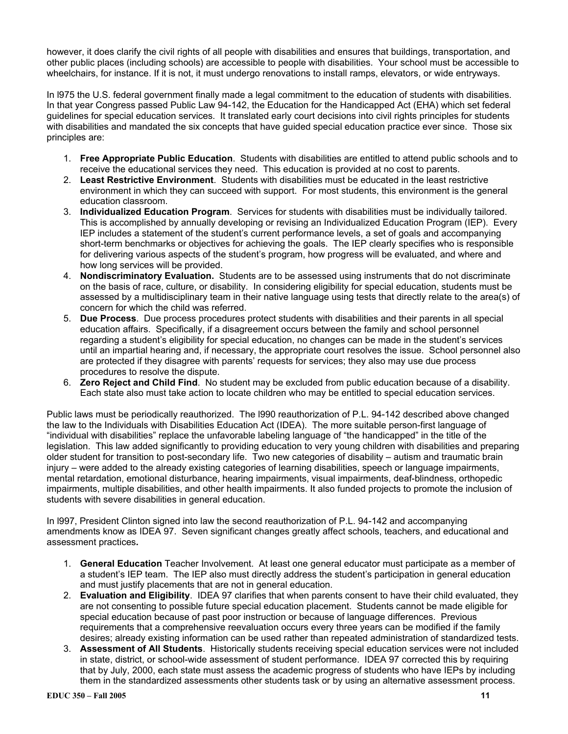however, it does clarify the civil rights of all people with disabilities and ensures that buildings, transportation, and other public places (including schools) are accessible to people with disabilities. Your school must be accessible to wheelchairs, for instance. If it is not, it must undergo renovations to install ramps, elevators, or wide entryways.

In l975 the U.S. federal government finally made a legal commitment to the education of students with disabilities. In that year Congress passed Public Law 94-142, the Education for the Handicapped Act (EHA) which set federal guidelines for special education services. It translated early court decisions into civil rights principles for students with disabilities and mandated the six concepts that have guided special education practice ever since. Those six principles are:

1. **Free Appropriate Public Education**. Students with disabilities are entitled to attend public schools and to receive the educational services they need. This education is provided at no cost to parents.
2. **Least Restrictive Environment**. Students with disabilities must be educated in the least restrictive environment in which they can succeed with support. For most students, this environment is the general education classroom.
3. **Individualized Education Program**. Services for students with disabilities must be individually tailored. This is accomplished by annually developing or revising an Individualized Education Program (IEP). Every IEP includes a statement of the student's current performance levels, a set of goals and accompanying short-term benchmarks or objectives for achieving the goals. The IEP clearly specifies who is responsible for delivering various aspects of the student's program, how progress will be evaluated, and where and how long services will be provided.
4. **Nondiscriminatory Evaluation.** Students are to be assessed using instruments that do not discriminate on the basis of race, culture, or disability. In considering eligibility for special education, students must be assessed by a multidisciplinary team in their native language using tests that directly relate to the area(s) of concern for which the child was referred.
5. **Due Process**. Due process procedures protect students with disabilities and their parents in all special education affairs. Specifically, if a disagreement occurs between the family and school personnel regarding a student's eligibility for special education, no changes can be made in the student's services until an impartial hearing and, if necessary, the appropriate court resolves the issue. School personnel also are protected if they disagree with parents' requests for services; they also may use due process procedures to resolve the dispute.
6. **Zero Reject and Child Find**. No student may be excluded from public education because of a disability. Each state also must take action to locate children who may be entitled to special education services.

Public laws must be periodically reauthorized. The l990 reauthorization of P.L. 94-142 described above changed the law to the Individuals with Disabilities Education Act (IDEA). The more suitable person-first language of "individual with disabilities" replace the unfavorable labeling language of "the handicapped" in the title of the legislation. This law added significantly to providing education to very young children with disabilities and preparing older student for transition to post-secondary life. Two new categories of disability – autism and traumatic brain injury – were added to the already existing categories of learning disabilities, speech or language impairments, mental retardation, emotional disturbance, hearing impairments, visual impairments, deaf-blindness, orthopedic impairments, multiple disabilities, and other health impairments. It also funded projects to promote the inclusion of students with severe disabilities in general education.

In l997, President Clinton signed into law the second reauthorization of P.L. 94-142 and accompanying amendments know as IDEA 97. Seven significant changes greatly affect schools, teachers, and educational and assessment practices**.**

1. **General Education** Teacher Involvement. At least one general educator must participate as a member of a student's IEP team. The IEP also must directly address the student's participation in general education and must justify placements that are not in general education.
2. **Evaluation and Eligibility**. IDEA 97 clarifies that when parents consent to have their child evaluated, they are not consenting to possible future special education placement. Students cannot be made eligible for special education because of past poor instruction or because of language differences. Previous requirements that a comprehensive reevaluation occurs every three years can be modified if the family desires; already existing information can be used rather than repeated administration of standardized tests.
3. **Assessment of All Students**. Historically students receiving special education services were not included in state, district, or school-wide assessment of student performance. IDEA 97 corrected this by requiring that by July, 2000, each state must assess the academic progress of students who have IEPs by including them in the standardized assessments other students task or by using an alternative assessment process.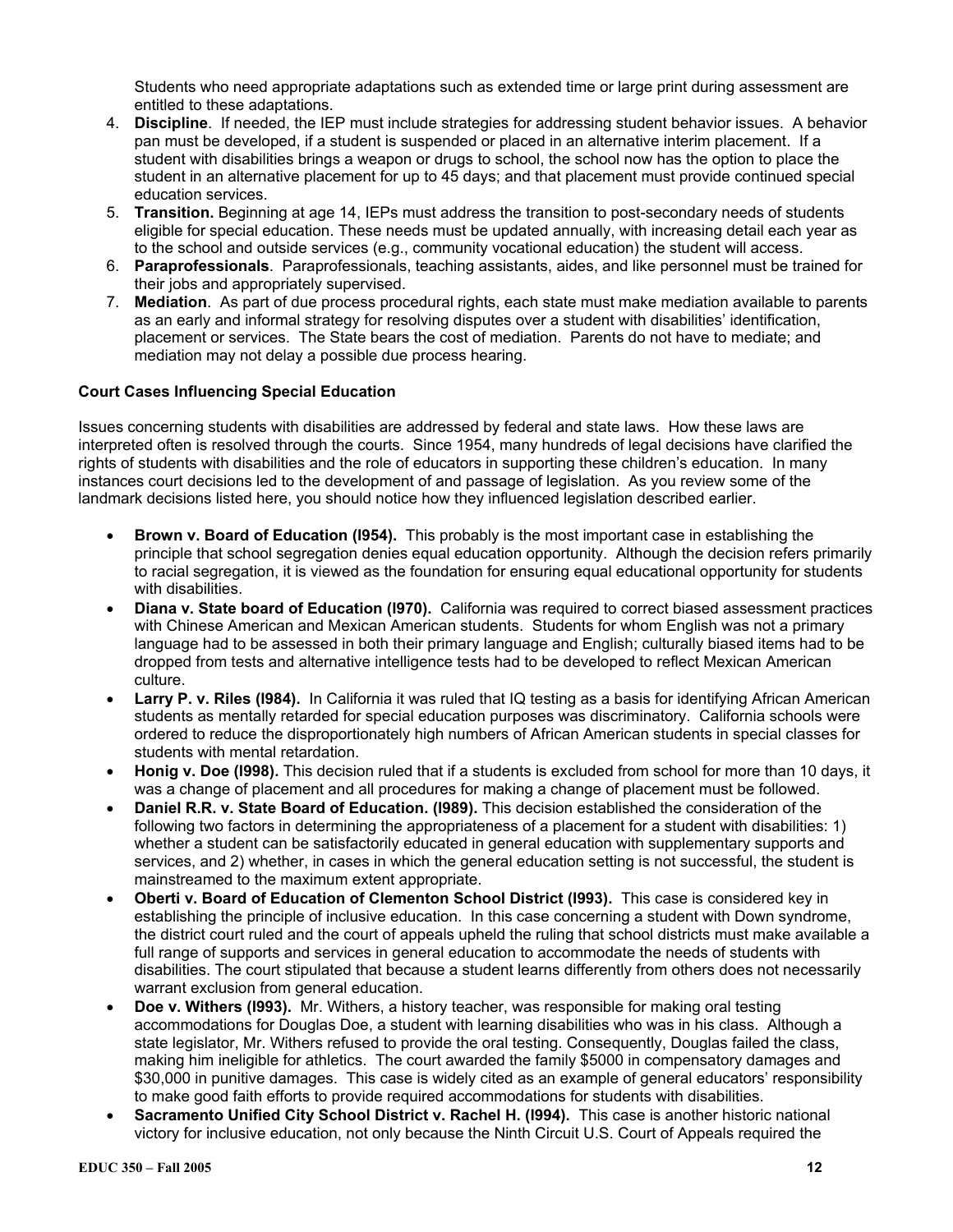Students who need appropriate adaptations such as extended time or large print during assessment are entitled to these adaptations.

4. **Discipline**. If needed, the IEP must include strategies for addressing student behavior issues. A behavior pan must be developed, if a student is suspended or placed in an alternative interim placement. If a student with disabilities brings a weapon or drugs to school, the school now has the option to place the student in an alternative placement for up to 45 days; and that placement must provide continued special education services.
5. **Transition.** Beginning at age 14, IEPs must address the transition to post-secondary needs of students eligible for special education. These needs must be updated annually, with increasing detail each year as to the school and outside services (e.g., community vocational education) the student will access.
6. **Paraprofessionals**. Paraprofessionals, teaching assistants, aides, and like personnel must be trained for their jobs and appropriately supervised.
7. **Mediation**. As part of due process procedural rights, each state must make mediation available to parents as an early and informal strategy for resolving disputes over a student with disabilities' identification, placement or services. The State bears the cost of mediation. Parents do not have to mediate; and mediation may not delay a possible due process hearing.

**Court Cases Influencing Special Education**

Issues concerning students with disabilities are addressed by federal and state laws. How these laws are interpreted often is resolved through the courts. Since 1954, many hundreds of legal decisions have clarified the rights of students with disabilities and the role of educators in supporting these children's education. In many instances court decisions led to the development of and passage of legislation. As you review some of the landmark decisions listed here, you should notice how they influenced legislation described earlier.

- **Brown v. Board of Education (I954).** This probably is the most important case in establishing the principle that school segregation denies equal education opportunity. Although the decision refers primarily to racial segregation, it is viewed as the foundation for ensuring equal educational opportunity for students with disabilities.
- **Diana v. State board of Education (I970).** California was required to correct biased assessment practices with Chinese American and Mexican American students. Students for whom English was not a primary language had to be assessed in both their primary language and English; culturally biased items had to be dropped from tests and alternative intelligence tests had to be developed to reflect Mexican American culture.
- **Larry P. v. Riles (I984).** In California it was ruled that IQ testing as a basis for identifying African American students as mentally retarded for special education purposes was discriminatory. California schools were ordered to reduce the disproportionately high numbers of African American students in special classes for students with mental retardation.
- **Honig v. Doe (I998).** This decision ruled that if a students is excluded from school for more than 10 days, it was a change of placement and all procedures for making a change of placement must be followed.
- **Daniel R.R. v. State Board of Education. (I989).** This decision established the consideration of the following two factors in determining the appropriateness of a placement for a student with disabilities: 1) whether a student can be satisfactorily educated in general education with supplementary supports and services, and 2) whether, in cases in which the general education setting is not successful, the student is mainstreamed to the maximum extent appropriate.
- **Oberti v. Board of Education of Clementon School District (I993).** This case is considered key in establishing the principle of inclusive education. In this case concerning a student with Down syndrome, the district court ruled and the court of appeals upheld the ruling that school districts must make available a full range of supports and services in general education to accommodate the needs of students with disabilities. The court stipulated that because a student learns differently from others does not necessarily warrant exclusion from general education.
- **Doe v. Withers (I993).** Mr. Withers, a history teacher, was responsible for making oral testing accommodations for Douglas Doe, a student with learning disabilities who was in his class. Although a state legislator, Mr. Withers refused to provide the oral testing. Consequently, Douglas failed the class, making him ineligible for athletics. The court awarded the family $5000 in compensatory damages and $30,000 in punitive damages. This case is widely cited as an example of general educators' responsibility to make good faith efforts to provide required accommodations for students with disabilities.
- **Sacramento Unified City School District v. Rachel H. (I994).** This case is another historic national victory for inclusive education, not only because the Ninth Circuit U.S. Court of Appeals required the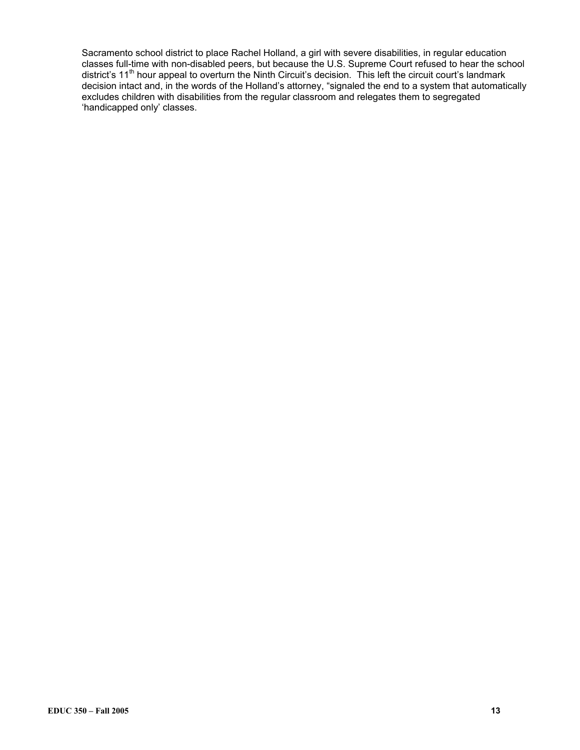Sacramento school district to place Rachel Holland, a girl with severe disabilities, in regular education classes full-time with non-disabled peers, but because the U.S. Supreme Court refused to hear the school district's 11th hour appeal to overturn the Ninth Circuit's decision. This left the circuit court's landmark decision intact and, in the words of the Holland's attorney, "signaled the end to a system that automatically excludes children with disabilities from the regular classroom and relegates them to segregated 'handicapped only' classes.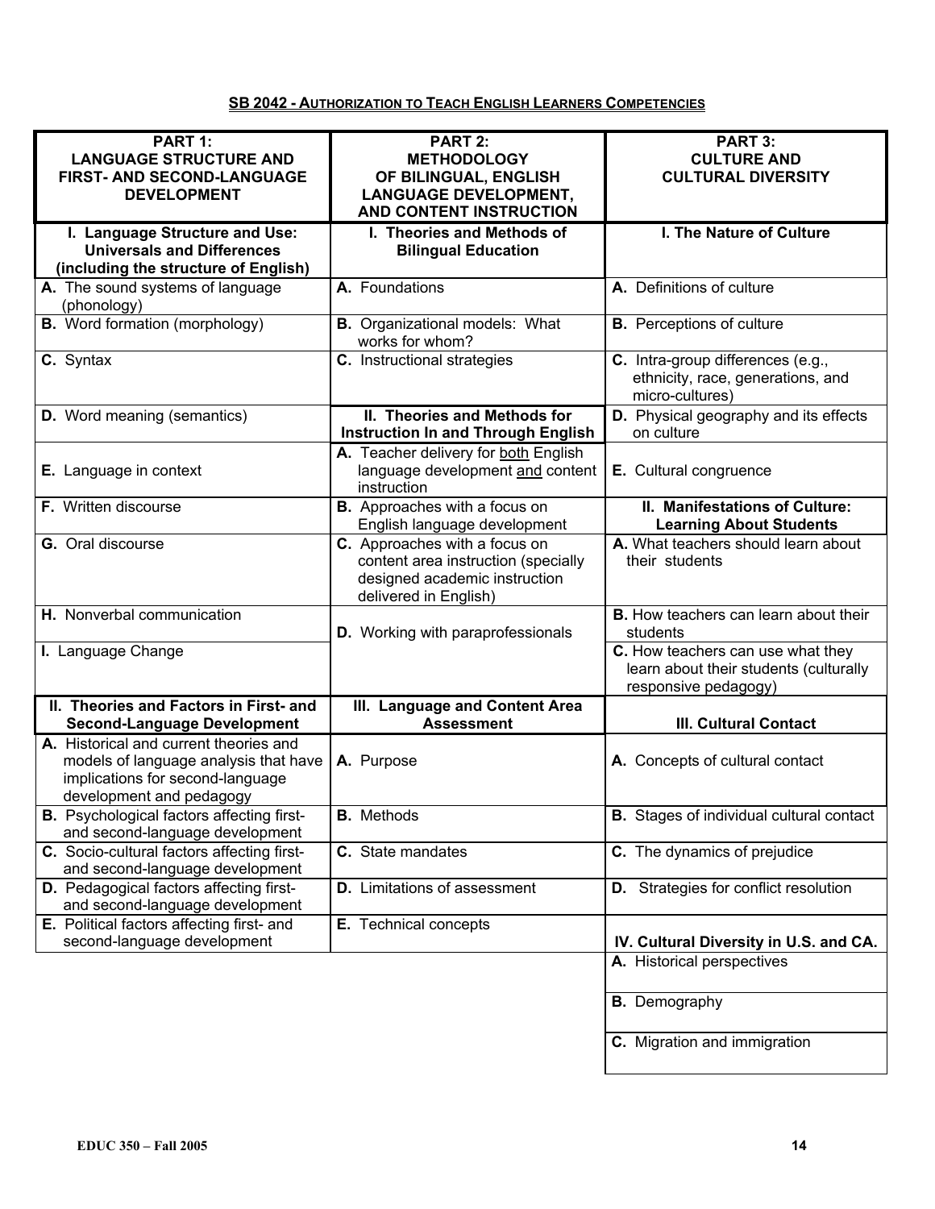## SB 2042 - AUTHORIZATION TO TEACH ENGLISH LEARNERS COMPETENCIES

| **PART 1: LANGUAGE STRUCTURE AND FIRST- AND SECOND-LANGUAGE DEVELOPMENT** | **PART 2: METHODOLOGY OF BILINGUAL, ENGLISH LANGUAGE DEVELOPMENT, AND CONTENT INSTRUCTION** | **PART 3: CULTURE AND CULTURAL DIVERSITY** |
|---|---|---|
| **I. Language Structure and Use: Universals and Differences (including the structure of English)** | **I. Theories and Methods of Bilingual Education** | **I. The Nature of Culture** |
| **A.** The sound systems of language (phonology) | **A.** Foundations | **A.** Definitions of culture |
| **B.** Word formation (morphology) | **B.** Organizational models: What works for whom? | **B.** Perceptions of culture |
| **C.** Syntax | **C.** Instructional strategies | **C.** Intra-group differences (e.g., ethnicity, race, generations, and micro-cultures) |
| **D.** Word meaning (semantics) | **II. Theories and Methods for Instruction In and Through English** | **D.** Physical geography and its effects on culture |
| **E.** Language in context | **A.** Teacher delivery for both English language development and content instruction | **E.** Cultural congruence |
| **F.** Written discourse | **B.** Approaches with a focus on English language development | **II. Manifestations of Culture: Learning About Students** |
| **G.** Oral discourse | **C.** Approaches with a focus on content area instruction (specially designed academic instruction delivered in English) | **A.** What teachers should learn about their students |
| **H.** Nonverbal communication | **D.** Working with paraprofessionals | **B.** How teachers can learn about their students |
| **I.** Language Change | | **C.** How teachers can use what they learn about their students (culturally responsive pedagogy) |
| **II. Theories and Factors in First- and Second-Language Development** | **III. Language and Content Area Assessment** | **III. Cultural Contact** |
| **A.** Historical and current theories and models of language analysis that have implications for second-language development and pedagogy | **A.** Purpose | **A.** Concepts of cultural contact |
| **B.** Psychological factors affecting first- and second-language development | **B.** Methods | **B.** Stages of individual cultural contact |
| **C.** Socio-cultural factors affecting first- and second-language development | **C.** State mandates | **C.** The dynamics of prejudice |
| **D.** Pedagogical factors affecting first- and second-language development | **D.** Limitations of assessment | **D.** Strategies for conflict resolution |
| **E.** Political factors affecting first- and second-language development | **E.** Technical concepts | **IV. Cultural Diversity in U.S. and CA.** |
| | | **A.** Historical perspectives |
| | | **B.** Demography |
| | | **C.** Migration and immigration |